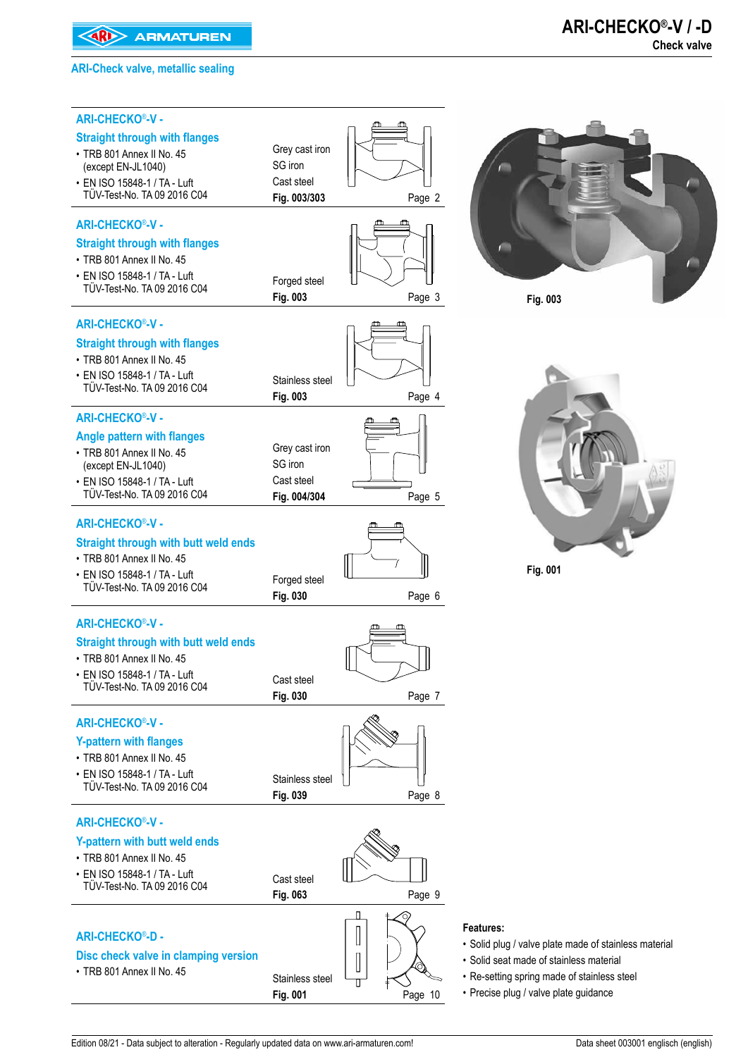ARI-Check valve, metallic sealing

## ARI-CHECKO®-V / -D

Check valve

### ARI-CHECKO®-V - Straight through with flanges

- TRB 801 Annex II No. 45 (except EN-JL1040)
- EN ISO 15848-1 / TA - Luft TÜV-Test-No. TA 09 2016 C04

Grey cast iron
SG iron
Cast steel
**Fig. 003/303** Page 2

### ARI-CHECKO®-V - Straight through with flanges

- TRB 801 Annex II No. 45
- EN ISO 15848-1 / TA - Luft TÜV-Test-No. TA 09 2016 C04

Forged steel
**Fig. 003** Page 3

### ARI-CHECKO®-V - Straight through with flanges

- TRB 801 Annex II No. 45
- EN ISO 15848-1 / TA - Luft TÜV-Test-No. TA 09 2016 C04

Stainless steel
**Fig. 003** Page 4

### ARI-CHECKO®-V - Angle pattern with flanges

- TRB 801 Annex II No. 45 (except EN-JL1040)
- EN ISO 15848-1 / TA - Luft TÜV-Test-No. TA 09 2016 C04

Grey cast iron
SG iron
Cast steel
**Fig. 004/304** Page 5

### ARI-CHECKO®-V - Straight through with butt weld ends

- TRB 801 Annex II No. 45
- EN ISO 15848-1 / TA - Luft TÜV-Test-No. TA 09 2016 C04

Forged steel
**Fig. 030** Page 6

### ARI-CHECKO®-V - Straight through with butt weld ends

- TRB 801 Annex II No. 45
- EN ISO 15848-1 / TA - Luft TÜV-Test-No. TA 09 2016 C04

Cast steel
**Fig. 030** Page 7

### ARI-CHECKO®-V - Y-pattern with flanges

- TRB 801 Annex II No. 45
- EN ISO 15848-1 / TA - Luft TÜV-Test-No. TA 09 2016 C04

Stainless steel
**Fig. 039** Page 8

### ARI-CHECKO®-V - Y-pattern with butt weld ends

- TRB 801 Annex II No. 45
- EN ISO 15848-1 / TA - Luft TÜV-Test-No. TA 09 2016 C04

Cast steel
**Fig. 063** Page 9

### ARI-CHECKO®-D - Disc check valve in clamping version

- TRB 801 Annex II No. 45

Stainless steel
**Fig. 001** Page 10

Fig. 003

Fig. 001

**Features:**

- Solid plug / valve plate made of stainless material
- Solid seat made of stainless material
- Re-setting spring made of stainless steel
- Precise plug / valve plate guidance

Edition 08/21 - Data subject to alteration - Regularly updated data on www.ari-armaturen.com!

Data sheet 003001 englisch (english)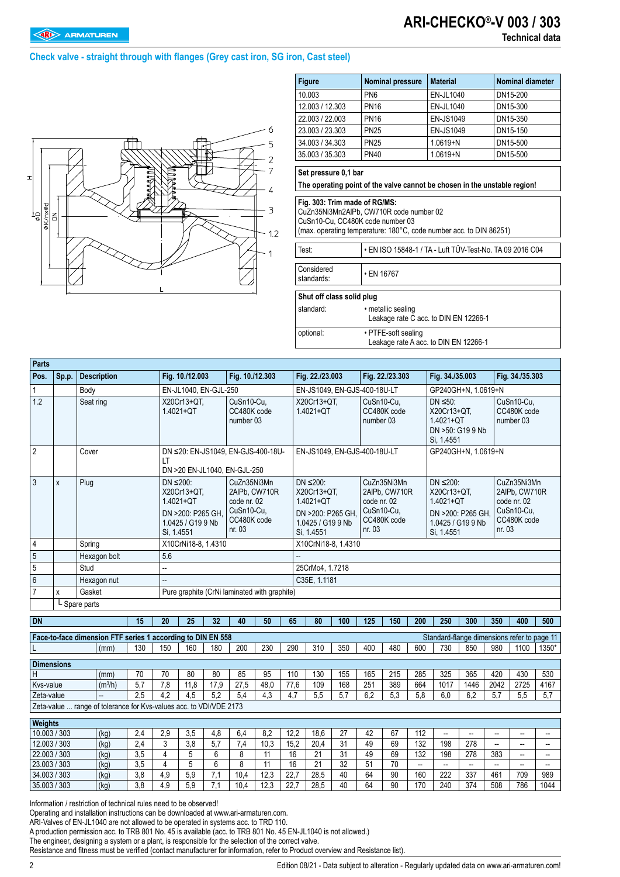# ARI-CHECKO®-V 003 / 303

**Technical data**

## Check valve - straight through with flanges (Grey cast iron, SG iron, Cast steel)

H

ØD

ØK/nxØd

DN

L

6
5
2
7
4
3
1.2
1

| Figure | Nominal pressure | Material | Nominal diameter |
|---|---|---|---|
| 10.003 | PN6 | EN-JL1040 | DN15-200 |
| 12.003 / 12.303 | PN16 | EN-JL1040 | DN15-300 |
| 22.003 / 22.003 | PN16 | EN-JS1049 | DN15-350 |
| 23.003 / 23.303 | PN25 | EN-JS1049 | DN15-150 |
| 34.003 / 34.303 | PN25 | 1.0619+N | DN15-500 |
| 35.003 / 35.303 | PN40 | 1.0619+N | DN15-500 |

**Set pressure 0,1 bar**

**The operating point of the valve cannot be chosen in the unstable region!**

**Fig. 303: Trim made of RG/MS:**
CuZn35Ni3Mn2AlPb, CW710R code number 02
CuSn10-Cu, CC480K code number 03
(max. operating temperature: 180°C, code number acc. to DIN 86251)

| | |
|---|---|
| Test: | • EN ISO 15848-1 / TA - Luft TÜV-Test-No. TA 09 2016 C04 |
| Considered standards: | • EN 16767 |

**Shut off class solid plug**

| | |
|---|---|
| standard: | • metallic sealing<br>Leakage rate C acc. to DIN EN 12266-1 |
| optional: | • PTFE-soft sealing<br>Leakage rate A acc. to DIN EN 12266-1 |

**Parts**

| Pos. | Sp.p. | Description | Fig. 10./12.003 | Fig. 10./12.303 | Fig. 22./23.003 | Fig. 22./23.303 | Fig. 34./35.003 | Fig. 34./35.303 |
|---|---|---|---|---|---|---|---|---|
| 1 | | Body | EN-JL1040, EN-GJL-250 | | EN-JS1049, EN-GJS-400-18U-LT | | GP240GH+N, 1.0619+N | |
| 1.2 | | Seat ring | X20Cr13+QT, 1.4021+QT | CuSn10-Cu, CC480K code number 03 | X20Cr13+QT, 1.4021+QT | CuSn10-Cu, CC480K code number 03 | DN ≤50: X20Cr13+QT, 1.4021+QT<br>DN >50: G19 9 Nb Si, 1.4551 | CuSn10-Cu, CC480K code number 03 |
| 2 | | Cover | DN ≤20: EN-JS1049, EN-GJS-400-18U-LT<br>DN >20 EN-JL1040, EN-GJL-250 | | EN-JS1049, EN-GJS-400-18U-LT | | GP240GH+N, 1.0619+N | |
| 3 | x | Plug | DN ≤200: X20Cr13+QT, 1.4021+QT<br>DN >200: P265 GH, 1.0425 / G19 9 Nb Si, 1.4551 | CuZn35Ni3Mn 2AlPb, CW710R code nr. 02<br>CuSn10-Cu, CC480K code nr. 03 | DN ≤200: X20Cr13+QT, 1.4021+QT<br>DN >200: P265 GH, 1.0425 / G19 9 Nb Si, 1.4551 | CuZn35Ni3Mn 2AlPb, CW710R code nr. 02<br>CuSn10-Cu, CC480K code nr. 03 | DN ≤200: X20Cr13+QT, 1.4021+QT<br>DN >200: P265 GH, 1.0425 / G19 9 Nb Si, 1.4551 | CuZn35Ni3Mn 2AlPb, CW710R code nr. 02<br>CuSn10-Cu, CC480K code nr. 03 |
| 4 | | Spring | X10CrNi18-8, 1.4310 | | X10CrNi18-8, 1.4310 | | | |
| 5 | | Hexagon bolt | 5.6 | | -- | | | |
| 5 | | Stud | -- | | 25CrMo4, 1.7218 | | | |
| 6 | | Hexagon nut | -- | | C35E, 1.1181 | | | |
| 7 | x | Gasket | Pure graphite (CrNi laminated with graphite) | | | | | |

└ Spare parts

| DN | | 15 | 20 | 25 | 32 | 40 | 50 | 65 | 80 | 100 | 125 | 150 | 200 | 250 | 300 | 350 | 400 | 500 |
|---|---|---|---|---|---|---|---|---|---|---|---|---|---|---|---|---|---|---|
| **Face-to-face dimension FTF series 1 according to DIN EN 558** (Standard-flange dimensions refer to page 11) | | | | | | | | | | | | | | | | | | |
| L | (mm) | 130 | 150 | 160 | 180 | 200 | 230 | 290 | 310 | 350 | 400 | 480 | 600 | 730 | 850 | 980 | 1100 | 1350* |
| **Dimensions** | | | | | | | | | | | | | | | | | | |
| H | (mm) | 70 | 70 | 80 | 80 | 85 | 95 | 110 | 130 | 155 | 165 | 215 | 285 | 325 | 365 | 420 | 430 | 530 |
| Kvs-value | ($m^3$/h) | 5,7 | 7,8 | 11,8 | 17,9 | 27,5 | 48,0 | 77,6 | 109 | 168 | 251 | 389 | 664 | 1017 | 1446 | 2042 | 2725 | 4167 |
| Zeta-value | -- | 2,5 | 4,2 | 4,5 | 5,2 | 5,4 | 4,3 | 4,7 | 5,5 | 5,7 | 6,2 | 5,3 | 5,8 | 6,0 | 6,2 | 5,7 | 5,5 | 5,7 |
| Zeta-value ... range of tolerance for Kvs-values acc. to VDI/VDE 2173 | | | | | | | | | | | | | | | | | | |
| **Weights** | | | | | | | | | | | | | | | | | | |
| 10.003 / 303 | (kg) | 2,4 | 2,9 | 3,5 | 4,8 | 6,4 | 8,2 | 12,2 | 18,6 | 27 | 42 | 67 | 112 | -- | -- | -- | -- | -- |
| 12.003 / 303 | (kg) | 2,4 | 3 | 3,8 | 5,7 | 7,4 | 10,3 | 15,2 | 20,4 | 31 | 49 | 69 | 132 | 198 | 278 | -- | -- | -- |
| 22.003 / 303 | (kg) | 3,5 | 4 | 5 | 6 | 8 | 11 | 16 | 21 | 31 | 49 | 69 | 132 | 198 | 278 | 383 | -- | -- |
| 23.003 / 303 | (kg) | 3,5 | 4 | 5 | 6 | 8 | 11 | 16 | 21 | 32 | 51 | 70 | -- | -- | -- | -- | -- | -- |
| 34.003 / 303 | (kg) | 3,8 | 4,9 | 5,9 | 7,1 | 10,4 | 12,3 | 22,7 | 28,5 | 40 | 64 | 90 | 160 | 222 | 337 | 461 | 709 | 989 |
| 35.003 / 303 | (kg) | 3,8 | 4,9 | 5,9 | 7,1 | 10,4 | 12,3 | 22,7 | 28,5 | 40 | 64 | 90 | 170 | 240 | 374 | 508 | 786 | 1044 |

Information / restriction of technical rules need to be observed!
Operating and installation instructions can be downloaded at www.ari-armaturen.com.
ARI-Valves of EN-JL1040 are not allowed to be operated in systems acc. to TRD 110.
A production permission acc. to TRB 801 No. 45 is available (acc. to TRB 801 No. 45 EN-JL1040 is not allowed.)
The engineer, designing a system or a plant, is responsible for the selection of the correct valve.
Resistance and fitness must be verified (contact manufacturer for information, refer to Product overview and Resistance list).

Edition 08/21 - Data subject to alteration - Regularly updated data on www.ari-armaturen.com!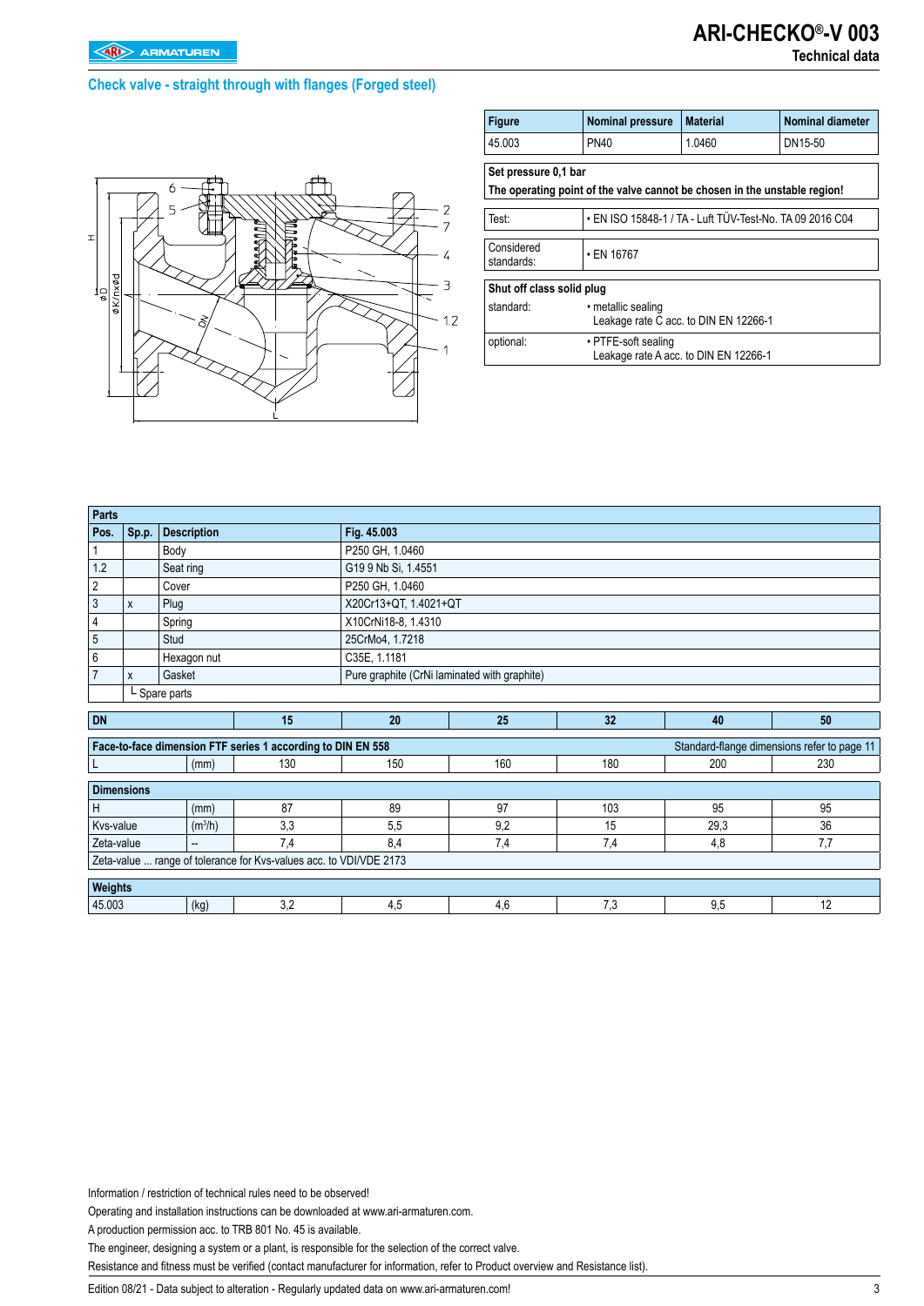# ARI-CHECKO®-V 003

Technical data

## Check valve - straight through with flanges (Forged steel)

H

ØD

ØK/nxØd

DN

L

6

5

2

7

4

3

1.2

1

| Figure | Nominal pressure | Material | Nominal diameter |
|---|---|---|---|
| 45.003 | PN40 | 1.0460 | DN15-50 |

**Set pressure 0,1 bar**

**The operating point of the valve cannot be chosen in the unstable region!**

| | |
|---|---|
| Test: | • EN ISO 15848-1 / TA - Luft TÜV-Test-No. TA 09 2016 C04 |
| Considered standards: | • EN 16767 |

**Shut off class solid plug**

| | |
|---|---|
| standard: | • metallic sealing<br>Leakage rate C acc. to DIN EN 12266-1 |
| optional: | • PTFE-soft sealing<br>Leakage rate A acc. to DIN EN 12266-1 |

**Parts**

| Pos. | Sp.p. | Description | Fig. 45.003 |
|---|---|---|---|
| 1 | | Body | P250 GH, 1.0460 |
| 1.2 | | Seat ring | G19 9 Nb Si, 1.4551 |
| 2 | | Cover | P250 GH, 1.0460 |
| 3 | x | Plug | X20Cr13+QT, 1.4021+QT |
| 4 | | Spring | X10CrNi18-8, 1.4310 |
| 5 | | Stud | 25CrMo4, 1.7218 |
| 6 | | Hexagon nut | C35E, 1.1181 |
| 7 | x | Gasket | Pure graphite (CrNi laminated with graphite) |
| | └ Spare parts | | |

| DN | | 15 | 20 | 25 | 32 | 40 | 50 |
|---|---|---|---|---|---|---|---|
| **Face-to-face dimension FTF series 1 according to DIN EN 558** | | | | | | | Standard-flange dimensions refer to page 11 |
| L | (mm) | 130 | 150 | 160 | 180 | 200 | 230 |
| **Dimensions** | | | | | | | |
| H | (mm) | 87 | 89 | 97 | 103 | 95 | 95 |
| Kvs-value | ($m^3$/h) | 3,3 | 5,5 | 9,2 | 15 | 29,3 | 36 |
| Zeta-value | -- | 7,4 | 8,4 | 7,4 | 7,4 | 4,8 | 7,7 |
| Zeta-value ... range of tolerance for Kvs-values acc. to VDI/VDE 2173 | | | | | | | |
| **Weights** | | | | | | | |
| 45.003 | (kg) | 3,2 | 4,5 | 4,6 | 7,3 | 9,5 | 12 |

Information / restriction of technical rules need to be observed!

Operating and installation instructions can be downloaded at www.ari-armaturen.com.

A production permission acc. to TRB 801 No. 45 is available.

The engineer, designing a system or a plant, is responsible for the selection of the correct valve.

Resistance and fitness must be verified (contact manufacturer for information, refer to Product overview and Resistance list).

Edition 08/21 - Data subject to alteration - Regularly updated data on www.ari-armaturen.com!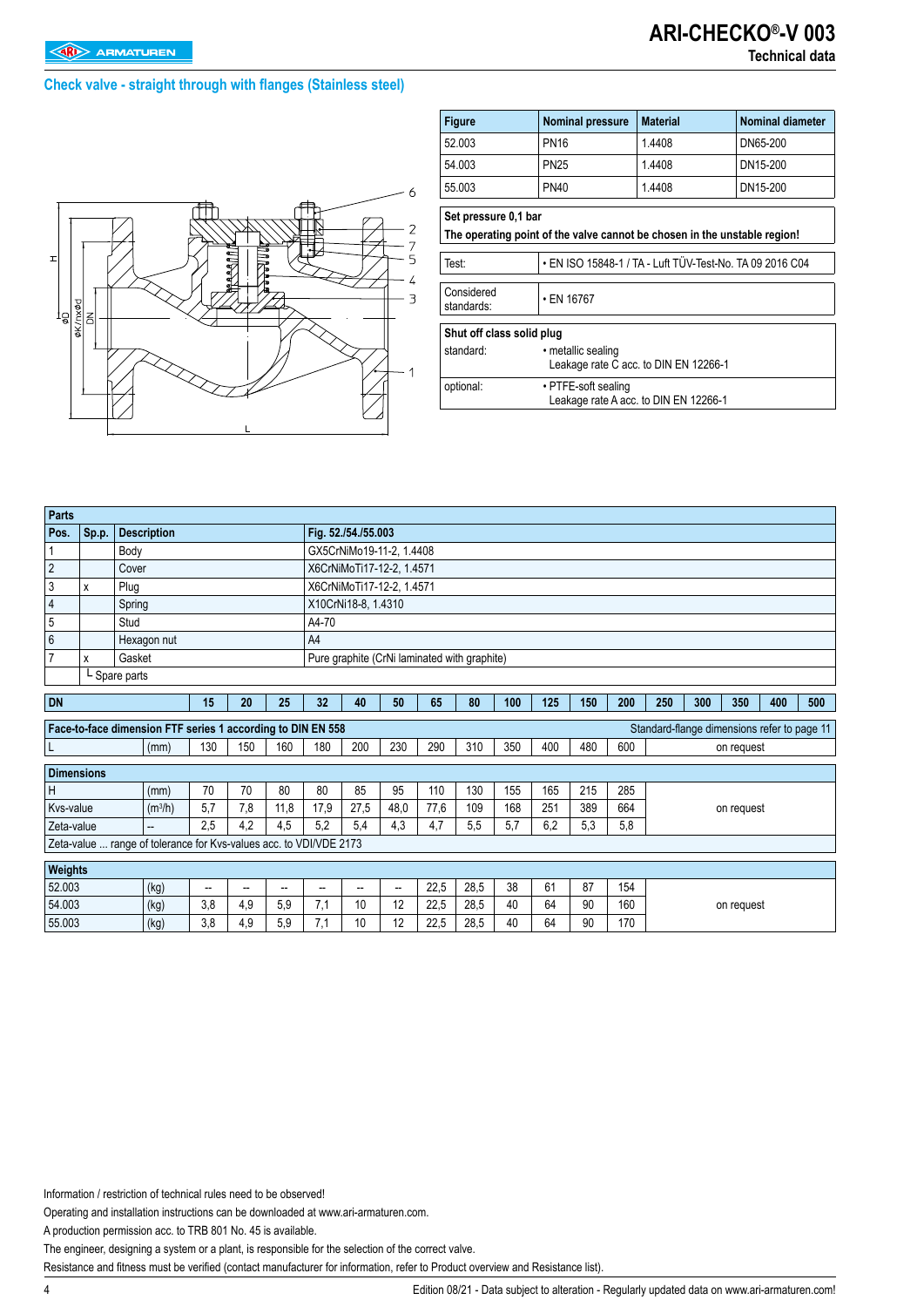## Check valve - straight through with flanges (Stainless steel)

6
2
7
5
4
3
1
H
ØD
ØK/nxØd
DN
L

| Figure | Nominal pressure | Material | Nominal diameter |
|---|---|---|---|
| 52.003 | PN16 | 1.4408 | DN65-200 |
| 54.003 | PN25 | 1.4408 | DN15-200 |
| 55.003 | PN40 | 1.4408 | DN15-200 |

**Set pressure 0,1 bar**

**The operating point of the valve cannot be chosen in the unstable region!**

| | |
|---|---|
| Test: | • EN ISO 15848-1 / TA - Luft TÜV-Test-No. TA 09 2016 C04 |
| Considered standards: | • EN 16767 |

**Shut off class solid plug**

| | |
|---|---|
| standard: | • metallic sealing<br>Leakage rate C acc. to DIN EN 12266-1 |
| optional: | • PTFE-soft sealing<br>Leakage rate A acc. to DIN EN 12266-1 |

| Parts | | | |
|---|---|---|---|
| **Pos.** | **Sp.p.** | **Description** | **Fig. 52./54./55.003** |
| 1 | | Body | GX5CrNiMo19-11-2, 1.4408 |
| 2 | | Cover | X6CrNiMoTi17-12-2, 1.4571 |
| 3 | x | Plug | X6CrNiMoTi17-12-2, 1.4571 |
| 4 | | Spring | X10CrNi18-8, 1.4310 |
| 5 | | Stud | A4-70 |
| 6 | | Hexagon nut | A4 |
| 7 | x | Gasket | Pure graphite (CrNi laminated with graphite) |
| | └ Spare parts | | |

| DN | | 15 | 20 | 25 | 32 | 40 | 50 | 65 | 80 | 100 | 125 | 150 | 200 | 250 | 300 | 350 | 400 | 500 |
|---|---|---|---|---|---|---|---|---|---|---|---|---|---|---|---|---|---|---|
| **Face-to-face dimension FTF series 1 according to DIN EN 558** | | | | | | | | | | | | | | Standard-flange dimensions refer to page 11 | | | | |
| L | (mm) | 130 | 150 | 160 | 180 | 200 | 230 | 290 | 310 | 350 | 400 | 480 | 600 | on request | | | | |
| **Dimensions** | | | | | | | | | | | | | | | | | | |
| H | (mm) | 70 | 70 | 80 | 80 | 85 | 95 | 110 | 130 | 155 | 165 | 215 | 285 | on request | | | | |
| Kvs-value | ($m^3$/h) | 5,7 | 7,8 | 11,8 | 17,9 | 27,5 | 48,0 | 77,6 | 109 | 168 | 251 | 389 | 664 | | | | | |
| Zeta-value | -- | 2,5 | 4,2 | 4,5 | 5,2 | 5,4 | 4,3 | 4,7 | 5,5 | 5,7 | 6,2 | 5,3 | 5,8 | | | | | |
| Zeta-value ... range of tolerance for Kvs-values acc. to VDI/VDE 2173 | | | | | | | | | | | | | | | | | | |
| **Weights** | | | | | | | | | | | | | | | | | | |
| 52.003 | (kg) | -- | -- | -- | -- | -- | -- | 22,5 | 28,5 | 38 | 61 | 87 | 154 | on request | | | | |
| 54.003 | (kg) | 3,8 | 4,9 | 5,9 | 7,1 | 10 | 12 | 22,5 | 28,5 | 40 | 64 | 90 | 160 | | | | | |
| 55.003 | (kg) | 3,8 | 4,9 | 5,9 | 7,1 | 10 | 12 | 22,5 | 28,5 | 40 | 64 | 90 | 170 | | | | | |

Information / restriction of technical rules need to be observed!

Operating and installation instructions can be downloaded at www.ari-armaturen.com.

A production permission acc. to TRB 801 No. 45 is available.

The engineer, designing a system or a plant, is responsible for the selection of the correct valve.

Resistance and fitness must be verified (contact manufacturer for information, refer to Product overview and Resistance list).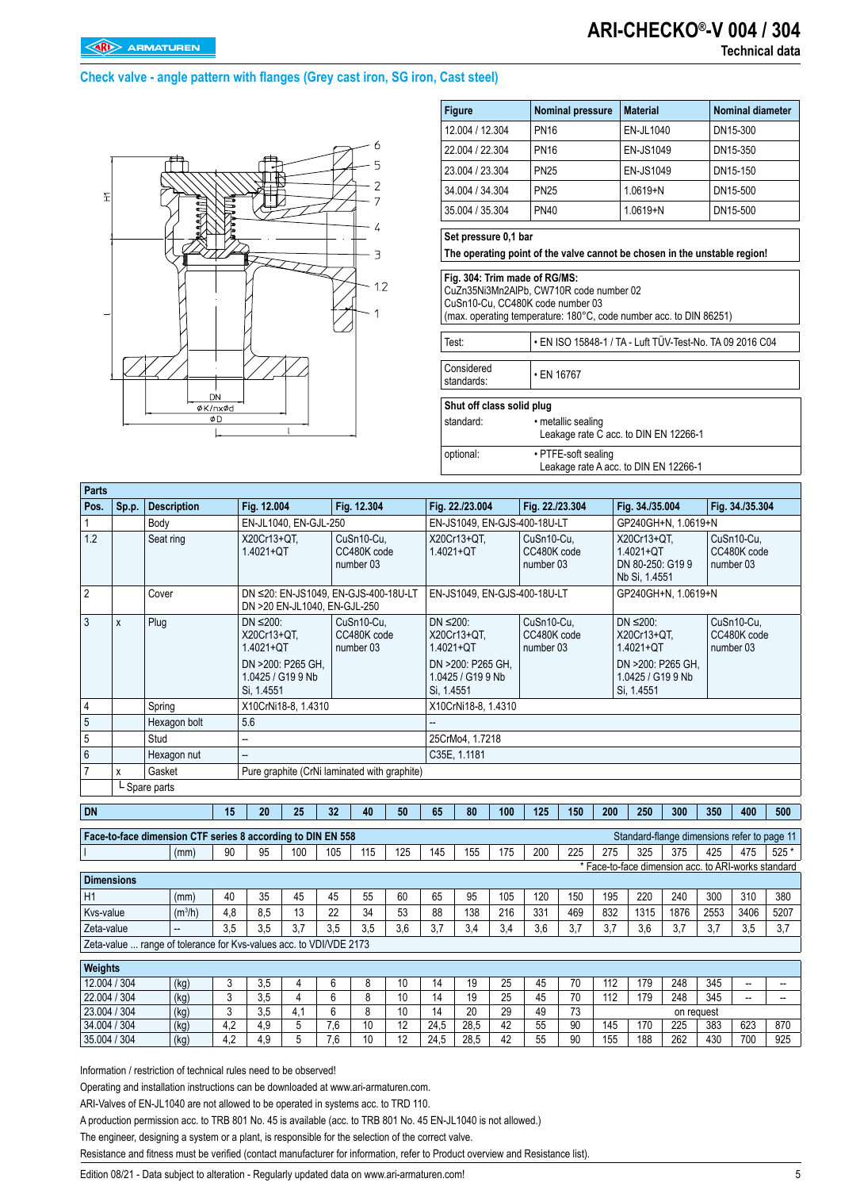## Check valve - angle pattern with flanges (Grey cast iron, SG iron, Cast steel)

| Figure | Nominal pressure | Material | Nominal diameter |
|---|---|---|---|
| 12.004 / 12.304 | PN16 | EN-JL1040 | DN15-300 |
| 22.004 / 22.304 | PN16 | EN-JS1049 | DN15-350 |
| 23.004 / 23.304 | PN25 | EN-JS1049 | DN15-150 |
| 34.004 / 34.304 | PN25 | 1.0619+N | DN15-500 |
| 35.004 / 35.304 | PN40 | 1.0619+N | DN15-500 |

**Set pressure 0,1 bar**

**The operating point of the valve cannot be chosen in the unstable region!**

**Fig. 304: Trim made of RG/MS:**
CuZn35Ni3Mn2AlPb, CW710R code number 02
CuSn10-Cu, CC480K code number 03
(max. operating temperature: 180°C, code number acc. to DIN 86251)

| Test: | • EN ISO 15848-1 / TA - Luft TÜV-Test-No. TA 09 2016 C04 |
|---|---|
| Considered standards: | • EN 16767 |

**Shut off class solid plug**

| standard: | • metallic sealing<br>Leakage rate C acc. to DIN EN 12266-1 |
|---|---|
| optional: | • PTFE-soft sealing<br>Leakage rate A acc. to DIN EN 12266-1 |

### Parts

| Pos. | Sp.p. | Description | Fig. 12.004 | Fig. 12.304 | Fig. 22./23.004 | Fig. 22./23.304 | Fig. 34./35.004 | Fig. 34./35.304 |
|---|---|---|---|---|---|---|---|---|
| 1 | | Body | EN-JL1040, EN-GJL-250 | | EN-JS1049, EN-GJS-400-18U-LT | | GP240GH+N, 1.0619+N | |
| 1.2 | | Seat ring | X20Cr13+QT, 1.4021+QT | CuSn10-Cu, CC480K code number 03 | X20Cr13+QT, 1.4021+QT | CuSn10-Cu, CC480K code number 03 | X20Cr13+QT, 1.4021+QT DN 80-250: G19 9 Nb Si, 1.4551 | CuSn10-Cu, CC480K code number 03 |
| 2 | | Cover | DN ≤20: EN-JS1049, EN-GJS-400-18U-LT DN >20 EN-JL1040, EN-GJL-250 | | EN-JS1049, EN-GJS-400-18U-LT | | GP240GH+N, 1.0619+N | |
| 3 | x | Plug | DN ≤200: X20Cr13+QT, 1.4021+QT<br>DN >200: P265 GH, 1.0425 / G19 9 Nb Si, 1.4551 | CuSn10-Cu, CC480K code number 03 | DN ≤200: X20Cr13+QT, 1.4021+QT<br>DN >200: P265 GH, 1.0425 / G19 9 Nb Si, 1.4551 | CuSn10-Cu, CC480K code number 03 | DN ≤200: X20Cr13+QT, 1.4021+QT<br>DN >200: P265 GH, 1.0425 / G19 9 Nb Si, 1.4551 | CuSn10-Cu, CC480K code number 03 |
| 4 | | Spring | X10CrNi18-8, 1.4310 | | X10CrNi18-8, 1.4310 | | | |
| 5 | | Hexagon bolt | 5.6 | | -- | | | |
| 5 | | Stud | -- | | 25CrMo4, 1.7218 | | | |
| 6 | | Hexagon nut | -- | | C35E, 1.1181 | | | |
| 7 | x | Gasket | Pure graphite (CrNi laminated with graphite) | | | | | |

└ Spare parts

| DN | | 15 | 20 | 25 | 32 | 40 | 50 | 65 | 80 | 100 | 125 | 150 | 200 | 250 | 300 | 350 | 400 | 500 |
|---|---|---|---|---|---|---|---|---|---|---|---|---|---|---|---|---|---|---|
| **Face-to-face dimension CTF series 8 according to DIN EN 558** (Standard-flange dimensions refer to page 11) | | | | | | | | | | | | | | | | | | |
| l | (mm) | 90 | 95 | 100 | 105 | 115 | 125 | 145 | 155 | 175 | 200 | 225 | 275 | 325 | 375 | 425 | 475 | 525 * |
| **Dimensions** | | | | | | | | | | | | | | | | | | |
| H1 | (mm) | 40 | 35 | 45 | 45 | 55 | 60 | 65 | 95 | 105 | 120 | 150 | 195 | 220 | 240 | 300 | 310 | 380 |
| Kvs-value | ($m^3$/h) | 4,8 | 8,5 | 13 | 22 | 34 | 53 | 88 | 138 | 216 | 331 | 469 | 832 | 1315 | 1876 | 2553 | 3406 | 5207 |
| Zeta-value | -- | 3,5 | 3,5 | 3,7 | 3,5 | 3,5 | 3,6 | 3,7 | 3,4 | 3,4 | 3,6 | 3,7 | 3,7 | 3,6 | 3,7 | 3,7 | 3,5 | 3,7 |
| **Weights** | | | | | | | | | | | | | | | | | | |
| 12.004 / 304 | (kg) | 3 | 3,5 | 4 | 6 | 8 | 10 | 14 | 19 | 25 | 45 | 70 | 112 | 179 | 248 | 345 | -- | -- |
| 22.004 / 304 | (kg) | 3 | 3,5 | 4 | 6 | 8 | 10 | 14 | 19 | 25 | 45 | 70 | 112 | 179 | 248 | 345 | -- | -- |
| 23.004 / 304 | (kg) | 3 | 3,5 | 4,1 | 6 | 8 | 10 | 14 | 20 | 29 | 49 | 73 | on request | | | | | |
| 34.004 / 304 | (kg) | 4,2 | 4,9 | 5 | 7,6 | 10 | 12 | 24,5 | 28,5 | 42 | 55 | 90 | 145 | 170 | 225 | 383 | 623 | 870 |
| 35.004 / 304 | (kg) | 4,2 | 4,9 | 5 | 7,6 | 10 | 12 | 24,5 | 28,5 | 42 | 55 | 90 | 155 | 188 | 262 | 430 | 700 | 925 |

\* Face-to-face dimension acc. to ARI-works standard

Zeta-value ... range of tolerance for Kvs-values acc. to VDI/VDE 2173

Information / restriction of technical rules need to be observed!

Operating and installation instructions can be downloaded at www.ari-armaturen.com.

ARI-Valves of EN-JL1040 are not allowed to be operated in systems acc. to TRD 110.

A production permission acc. to TRB 801 No. 45 is available (acc. to TRB 801 No. 45 EN-JL1040 is not allowed.)

The engineer, designing a system or a plant, is responsible for the selection of the correct valve.

Resistance and fitness must be verified (contact manufacturer for information, refer to Product overview and Resistance list).

Edition 08/21 - Data subject to alteration - Regularly updated data on www.ari-armaturen.com!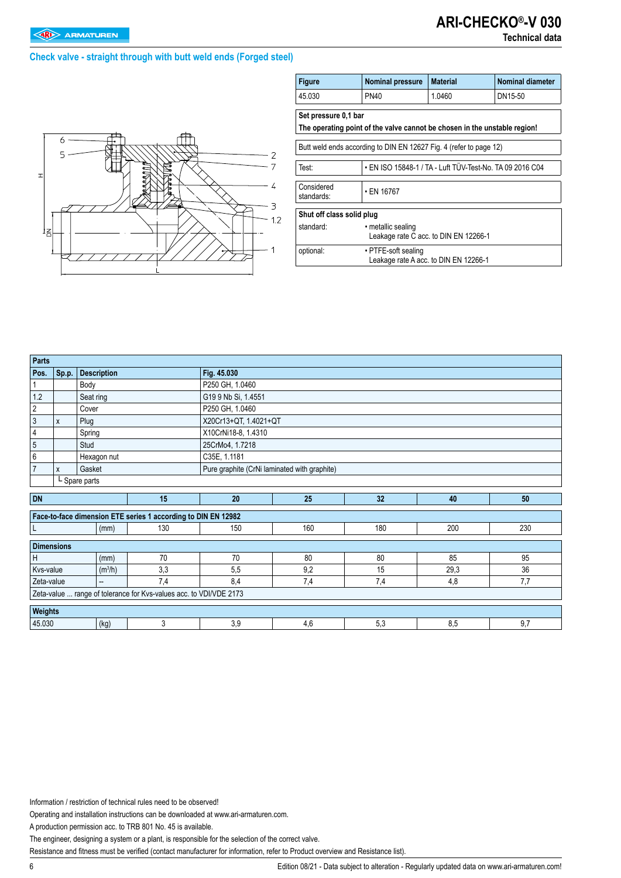# ARI-CHECKO®-V 030

## Technical data

## Check valve - straight through with butt weld ends (Forged steel)

| Figure | Nominal pressure | Material | Nominal diameter |
|---|---|---|---|
| 45.030 | PN40 | 1.0460 | DN15-50 |

**Set pressure 0,1 bar**

**The operating point of the valve cannot be chosen in the unstable region!**

Butt weld ends according to DIN EN 12627 Fig. 4 (refer to page 12)

| | |
|---|---|
| Test: | • EN ISO 15848-1 / TA - Luft TÜV-Test-No. TA 09 2016 C04 |
| Considered standards: | • EN 16767 |

| Shut off class solid plug | |
|---|---|
| standard: | • metallic sealing<br>Leakage rate C acc. to DIN EN 12266-1 |
| optional: | • PTFE-soft sealing<br>Leakage rate A acc. to DIN EN 12266-1 |

| Parts | | | |
|---|---|---|---|
| **Pos.** | **Sp.p.** | **Description** | **Fig. 45.030** |
| 1 | | Body | P250 GH, 1.0460 |
| 1.2 | | Seat ring | G19 9 Nb Si, 1.4551 |
| 2 | | Cover | P250 GH, 1.0460 |
| 3 | x | Plug | X20Cr13+QT, 1.4021+QT |
| 4 | | Spring | X10CrNi18-8, 1.4310 |
| 5 | | Stud | 25CrMo4, 1.7218 |
| 6 | | Hexagon nut | C35E, 1.1181 |
| 7 | x | Gasket | Pure graphite (CrNi laminated with graphite) |
| | └ Spare parts | | |

| DN | | 15 | 20 | 25 | 32 | 40 | 50 |
|---|---|---|---|---|---|---|---|
| **Face-to-face dimension ETE series 1 according to DIN EN 12982** | | | | | | | |
| L | (mm) | 130 | 150 | 160 | 180 | 200 | 230 |
| **Dimensions** | | | | | | | |
| H | (mm) | 70 | 70 | 80 | 80 | 85 | 95 |
| Kvs-value | ($m^3$/h) | 3,3 | 5,5 | 9,2 | 15 | 29,3 | 36 |
| Zeta-value | -- | 7,4 | 8,4 | 7,4 | 7,4 | 4,8 | 7,7 |
| Zeta-value ... range of tolerance for Kvs-values acc. to VDI/VDE 2173 | | | | | | | |
| **Weights** | | | | | | | |
| 45.030 | (kg) | 3 | 3,9 | 4,6 | 5,3 | 8,5 | 9,7 |

Information / restriction of technical rules need to be observed!

Operating and installation instructions can be downloaded at www.ari-armaturen.com.

A production permission acc. to TRB 801 No. 45 is available.

The engineer, designing a system or a plant, is responsible for the selection of the correct valve.

Resistance and fitness must be verified (contact manufacturer for information, refer to Product overview and Resistance list).

Edition 08/21 - Data subject to alteration - Regularly updated data on www.ari-armaturen.com!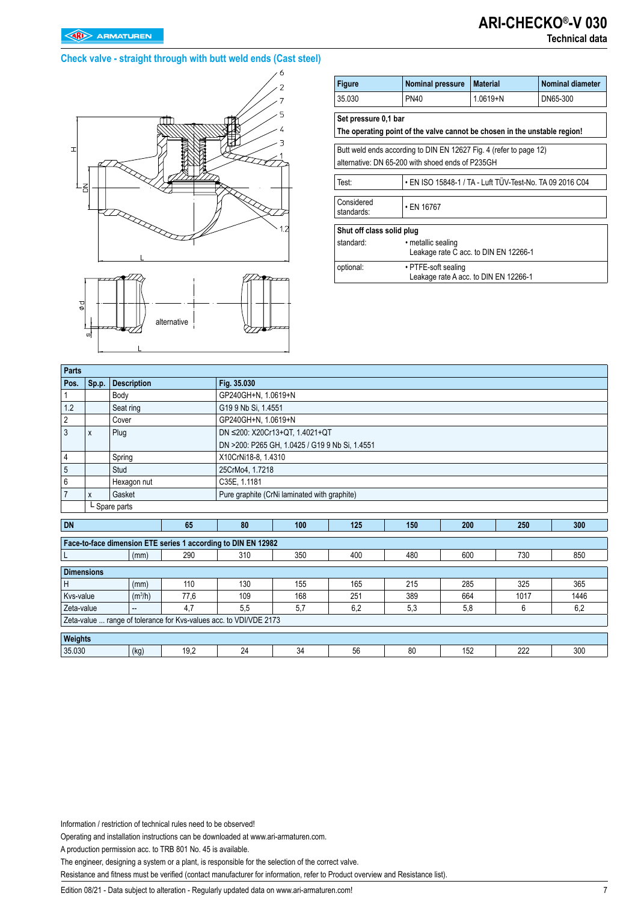# ARI-CHECKO®-V 030

**Technical data**

## Check valve - straight through with butt weld ends (Cast steel)

6
2
7
5
4
3
1
1.2
H
DN
L
Ød
s
alternative
L

| Figure | Nominal pressure | Material | Nominal diameter |
|---|---|---|---|
| 35.030 | PN40 | 1.0619+N | DN65-300 |

**Set pressure 0,1 bar**
**The operating point of the valve cannot be chosen in the unstable region!**

Butt weld ends according to DIN EN 12627 Fig. 4 (refer to page 12)
alternative: DN 65-200 with shoed ends of P235GH

| | |
|---|---|
| Test: | • EN ISO 15848-1 / TA - Luft TÜV-Test-No. TA 09 2016 C04 |
| Considered standards: | • EN 16767 |

**Shut off class solid plug**

| | |
|---|---|
| standard: | • metallic sealing<br>Leakage rate C acc. to DIN EN 12266-1 |
| optional: | • PTFE-soft sealing<br>Leakage rate A acc. to DIN EN 12266-1 |

### Parts

| Pos. | Sp.p. | Description | Fig. 35.030 |
|---|---|---|---|
| 1 | | Body | GP240GH+N, 1.0619+N |
| 1.2 | | Seat ring | G19 9 Nb Si, 1.4551 |
| 2 | | Cover | GP240GH+N, 1.0619+N |
| 3 | x | Plug | DN ≤200: X20Cr13+QT, 1.4021+QT<br>DN >200: P265 GH, 1.0425 / G19 9 Nb Si, 1.4551 |
| 4 | | Spring | X10CrNi18-8, 1.4310 |
| 5 | | Stud | 25CrMo4, 1.7218 |
| 6 | | Hexagon nut | C35E, 1.1181 |
| 7 | x | Gasket | Pure graphite (CrNi laminated with graphite) |

└ Spare parts

| DN | | 65 | 80 | 100 | 125 | 150 | 200 | 250 | 300 |
|---|---|---|---|---|---|---|---|---|---|
| **Face-to-face dimension ETE series 1 according to DIN EN 12982** | | | | | | | | | |
| L | (mm) | 290 | 310 | 350 | 400 | 480 | 600 | 730 | 850 |
| **Dimensions** | | | | | | | | | |
| H | (mm) | 110 | 130 | 155 | 165 | 215 | 285 | 325 | 365 |
| Kvs-value | ($m^3$/h) | 77,6 | 109 | 168 | 251 | 389 | 664 | 1017 | 1446 |
| Zeta-value | -- | 4,7 | 5,5 | 5,7 | 6,2 | 5,3 | 5,8 | 6 | 6,2 |
| Zeta-value ... range of tolerance for Kvs-values acc. to VDI/VDE 2173 | | | | | | | | | |
| **Weights** | | | | | | | | | |
| 35.030 | (kg) | 19,2 | 24 | 34 | 56 | 80 | 152 | 222 | 300 |

Information / restriction of technical rules need to be observed!
Operating and installation instructions can be downloaded at www.ari-armaturen.com.
A production permission acc. to TRB 801 No. 45 is available.
The engineer, designing a system or a plant, is responsible for the selection of the correct valve.
Resistance and fitness must be verified (contact manufacturer for information, refer to Product overview and Resistance list).

Edition 08/21 - Data subject to alteration - Regularly updated data on www.ari-armaturen.com!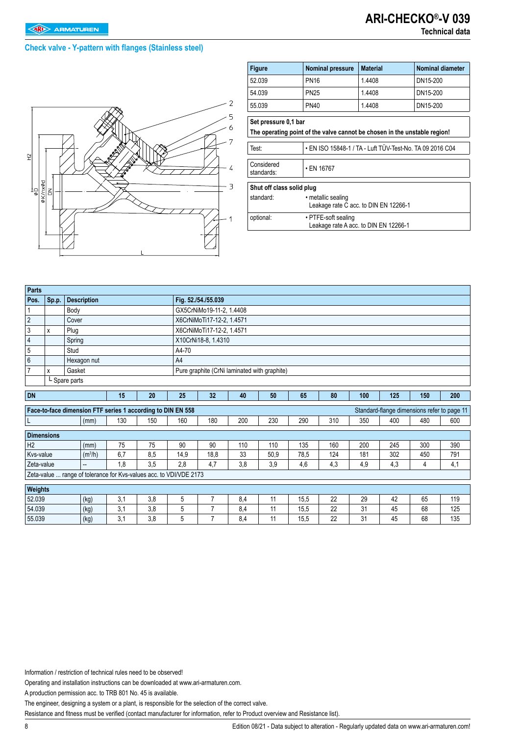## Check valve - Y-pattern with flanges (Stainless steel)

H2
øD
øK/nxød
DN
L
2
5
6
7
4
3
1

| Figure | Nominal pressure | Material | Nominal diameter |
|---|---|---|---|
| 52.039 | PN16 | 1.4408 | DN15-200 |
| 54.039 | PN25 | 1.4408 | DN15-200 |
| 55.039 | PN40 | 1.4408 | DN15-200 |

**Set pressure 0,1 bar**

**The operating point of the valve cannot be chosen in the unstable region!**

| | |
|---|---|
| Test: | • EN ISO 15848-1 / TA - Luft TÜV-Test-No. TA 09 2016 C04 |
| Considered standards: | • EN 16767 |

**Shut off class solid plug**

| | |
|---|---|
| standard: | • metallic sealing<br>Leakage rate C acc. to DIN EN 12266-1 |
| optional: | • PTFE-soft sealing<br>Leakage rate A acc. to DIN EN 12266-1 |

**Parts**

| Pos. | Sp.p. | Description | Fig. 52./54./55.039 |
|---|---|---|---|
| 1 | | Body | GX5CrNiMo19-11-2, 1.4408 |
| 2 | | Cover | X6CrNiMoTi17-12-2, 1.4571 |
| 3 | x | Plug | X6CrNiMoTi17-12-2, 1.4571 |
| 4 | | Spring | X10CrNi18-8, 1.4310 |
| 5 | | Stud | A4-70 |
| 6 | | Hexagon nut | A4 |
| 7 | x | Gasket | Pure graphite (CrNi laminated with graphite) |
| | └ Spare parts | | |

| DN | | 15 | 20 | 25 | 32 | 40 | 50 | 65 | 80 | 100 | 125 | 150 | 200 |
|---|---|---|---|---|---|---|---|---|---|---|---|---|---|
| **Face-to-face dimension FTF series 1 according to DIN EN 558** | | | | | | | | | Standard-flange dimensions refer to page 11 | | | | |
| L | (mm) | 130 | 150 | 160 | 180 | 200 | 230 | 290 | 310 | 350 | 400 | 480 | 600 |
| **Dimensions** | | | | | | | | | | | | | |
| H2 | (mm) | 75 | 75 | 90 | 90 | 110 | 110 | 135 | 160 | 200 | 245 | 300 | 390 |
| Kvs-value | ($m^3$/h) | 6,7 | 8,5 | 14,9 | 18,8 | 33 | 50,9 | 78,5 | 124 | 181 | 302 | 450 | 791 |
| Zeta-value | -- | 1,8 | 3,5 | 2,8 | 4,7 | 3,8 | 3,9 | 4,6 | 4,3 | 4,9 | 4,3 | 4 | 4,1 |
| Zeta-value ... range of tolerance for Kvs-values acc. to VDI/VDE 2173 | | | | | | | | | | | | | |
| **Weights** | | | | | | | | | | | | | |
| 52.039 | (kg) | 3,1 | 3,8 | 5 | 7 | 8,4 | 11 | 15,5 | 22 | 29 | 42 | 65 | 119 |
| 54.039 | (kg) | 3,1 | 3,8 | 5 | 7 | 8,4 | 11 | 15,5 | 22 | 31 | 45 | 68 | 125 |
| 55.039 | (kg) | 3,1 | 3,8 | 5 | 7 | 8,4 | 11 | 15,5 | 22 | 31 | 45 | 68 | 135 |

Information / restriction of technical rules need to be observed!

Operating and installation instructions can be downloaded at www.ari-armaturen.com.

A production permission acc. to TRB 801 No. 45 is available.

The engineer, designing a system or a plant, is responsible for the selection of the correct valve.

Resistance and fitness must be verified (contact manufacturer for information, refer to Product overview and Resistance list).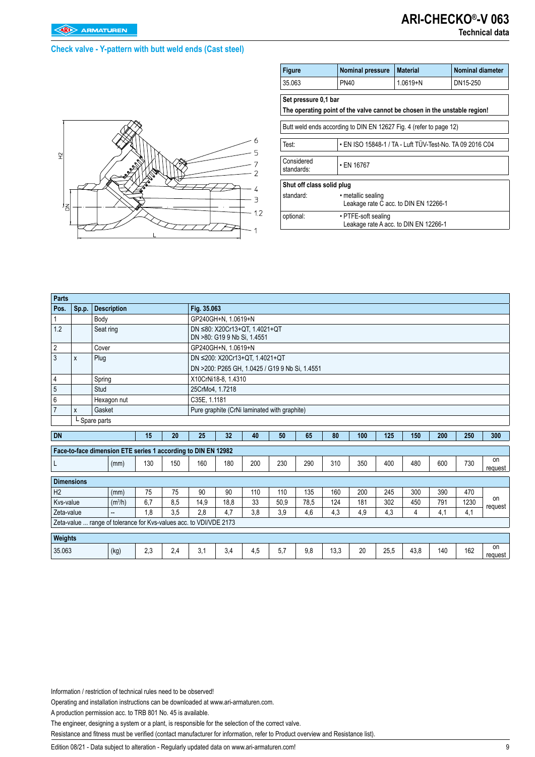## Check valve - Y-pattern with butt weld ends (Cast steel)

| Figure | Nominal pressure | Material | Nominal diameter |
|---|---|---|---|
| 35.063 | PN40 | 1.0619+N | DN15-250 |

**Set pressure 0,1 bar**

**The operating point of the valve cannot be chosen in the unstable region!**

Butt weld ends according to DIN EN 12627 Fig. 4 (refer to page 12)

| | |
|---|---|
| Test: | • EN ISO 15848-1 / TA - Luft TÜV-Test-No. TA 09 2016 C04 |
| Considered standards: | • EN 16767 |

**Shut off class solid plug**

| | |
|---|---|
| standard: | • metallic sealing<br>Leakage rate C acc. to DIN EN 12266-1 |
| optional: | • PTFE-soft sealing<br>Leakage rate A acc. to DIN EN 12266-1 |

H2

DN

L

6
5
7
2
4
3
1.2
1

| Parts | | | |
|---|---|---|---|
| **Pos.** | **Sp.p.** | **Description** | **Fig. 35.063** |
| 1 | | Body | GP240GH+N, 1.0619+N |
| 1.2 | | Seat ring | DN ≤80: X20Cr13+QT, 1.4021+QT<br>DN >80: G19 9 Nb Si, 1.4551 |
| 2 | | Cover | GP240GH+N, 1.0619+N |
| 3 | x | Plug | DN ≤200: X20Cr13+QT, 1.4021+QT<br>DN >200: P265 GH, 1.0425 / G19 9 Nb Si, 1.4551 |
| 4 | | Spring | X10CrNi18-8, 1.4310 |
| 5 | | Stud | 25CrMo4, 1.7218 |
| 6 | | Hexagon nut | C35E, 1.1181 |
| 7 | x | Gasket | Pure graphite (CrNi laminated with graphite) |
| | └ Spare parts | | |

| DN | | 15 | 20 | 25 | 32 | 40 | 50 | 65 | 80 | 100 | 125 | 150 | 200 | 250 | 300 |
|---|---|---|---|---|---|---|---|---|---|---|---|---|---|---|---|
| **Face-to-face dimension ETE series 1 according to DIN EN 12982** | | | | | | | | | | | | | | | |
| L | (mm) | 130 | 150 | 160 | 180 | 200 | 230 | 290 | 310 | 350 | 400 | 480 | 600 | 730 | on request |
| **Dimensions** | | | | | | | | | | | | | | | |
| H2 | (mm) | 75 | 75 | 90 | 90 | 110 | 110 | 135 | 160 | 200 | 245 | 300 | 390 | 470 | on request |
| Kvs-value | ($m^3$/h) | 6,7 | 8,5 | 14,9 | 18,8 | 33 | 50,9 | 78,5 | 124 | 181 | 302 | 450 | 791 | 1230 | |
| Zeta-value | -- | 1,8 | 3,5 | 2,8 | 4,7 | 3,8 | 3,9 | 4,6 | 4,3 | 4,9 | 4,3 | 4 | 4,1 | 4,1 | |
| Zeta-value ... range of tolerance for Kvs-values acc. to VDI/VDE 2173 | | | | | | | | | | | | | | | |
| **Weights** | | | | | | | | | | | | | | | |
| 35.063 | (kg) | 2,3 | 2,4 | 3,1 | 3,4 | 4,5 | 5,7 | 9,8 | 13,3 | 20 | 25,5 | 43,8 | 140 | 162 | on request |

Information / restriction of technical rules need to be observed!

Operating and installation instructions can be downloaded at www.ari-armaturen.com.

A production permission acc. to TRB 801 No. 45 is available.

The engineer, designing a system or a plant, is responsible for the selection of the correct valve.

Resistance and fitness must be verified (contact manufacturer for information, refer to Product overview and Resistance list).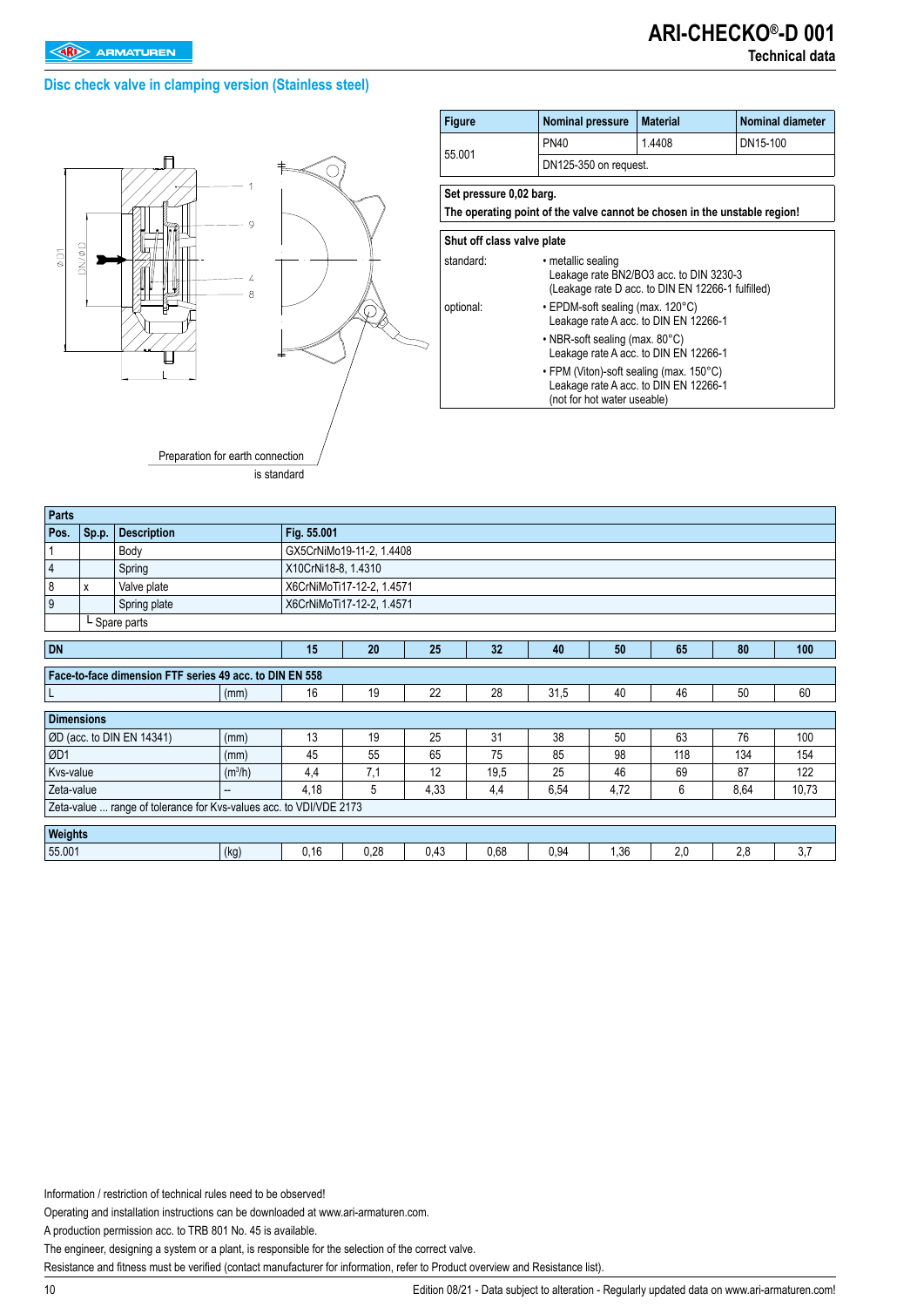## Disc check valve in clamping version (Stainless steel)

1
9
4
8
ØD1
DN/ØD
L

Preparation for earth connection is standard

| Figure | Nominal pressure | Material | Nominal diameter |
|---|---|---|---|
| 55.001 | PN40 | 1.4408 | DN15-100 |
| | DN125-350 on request. | | |

**Set pressure 0,02 barg.**
**The operating point of the valve cannot be chosen in the unstable region!**

| Shut off class valve plate | |
|---|---|
| standard: | • metallic sealing<br>Leakage rate BN2/BO3 acc. to DIN 3230-3<br>(Leakage rate D acc. to DIN EN 12266-1 fulfilled) |
| optional: | • EPDM-soft sealing (max. 120°C)<br>Leakage rate A acc. to DIN EN 12266-1<br>• NBR-soft sealing (max. 80°C)<br>Leakage rate A acc. to DIN EN 12266-1<br>• FPM (Viton)-soft sealing (max. 150°C)<br>Leakage rate A acc. to DIN EN 12266-1<br>(not for hot water useable) |

**Parts**

| Pos. | Sp.p. | Description | Fig. 55.001 |
|---|---|---|---|
| 1 | | Body | GX5CrNiMo19-11-2, 1.4408 |
| 4 | | Spring | X10CrNi18-8, 1.4310 |
| 8 | x | Valve plate | X6CrNiMoTi17-12-2, 1.4571 |
| 9 | | Spring plate | X6CrNiMoTi17-12-2, 1.4571 |
| | └ Spare parts | | |

| DN | | 15 | 20 | 25 | 32 | 40 | 50 | 65 | 80 | 100 |
|---|---|---|---|---|---|---|---|---|---|---|
| **Face-to-face dimension FTF series 49 acc. to DIN EN 558** | | | | | | | | | | |
| L | (mm) | 16 | 19 | 22 | 28 | 31,5 | 40 | 46 | 50 | 60 |
| **Dimensions** | | | | | | | | | | |
| ØD (acc. to DIN EN 14341) | (mm) | 13 | 19 | 25 | 31 | 38 | 50 | 63 | 76 | 100 |
| ØD1 | (mm) | 45 | 55 | 65 | 75 | 85 | 98 | 118 | 134 | 154 |
| Kvs-value | ($m^3$/h) | 4,4 | 7,1 | 12 | 19,5 | 25 | 46 | 69 | 87 | 122 |
| Zeta-value | -- | 4,18 | 5 | 4,33 | 4,4 | 6,54 | 4,72 | 6 | 8,64 | 10,73 |
| Zeta-value ... range of tolerance for Kvs-values acc. to VDI/VDE 2173 | | | | | | | | | | |
| **Weights** | | | | | | | | | | |
| 55.001 | (kg) | 0,16 | 0,28 | 0,43 | 0,68 | 0,94 | 1,36 | 2,0 | 2,8 | 3,7 |

Information / restriction of technical rules need to be observed!
Operating and installation instructions can be downloaded at www.ari-armaturen.com.
A production permission acc. to TRB 801 No. 45 is available.
The engineer, designing a system or a plant, is responsible for the selection of the correct valve.
Resistance and fitness must be verified (contact manufacturer for information, refer to Product overview and Resistance list).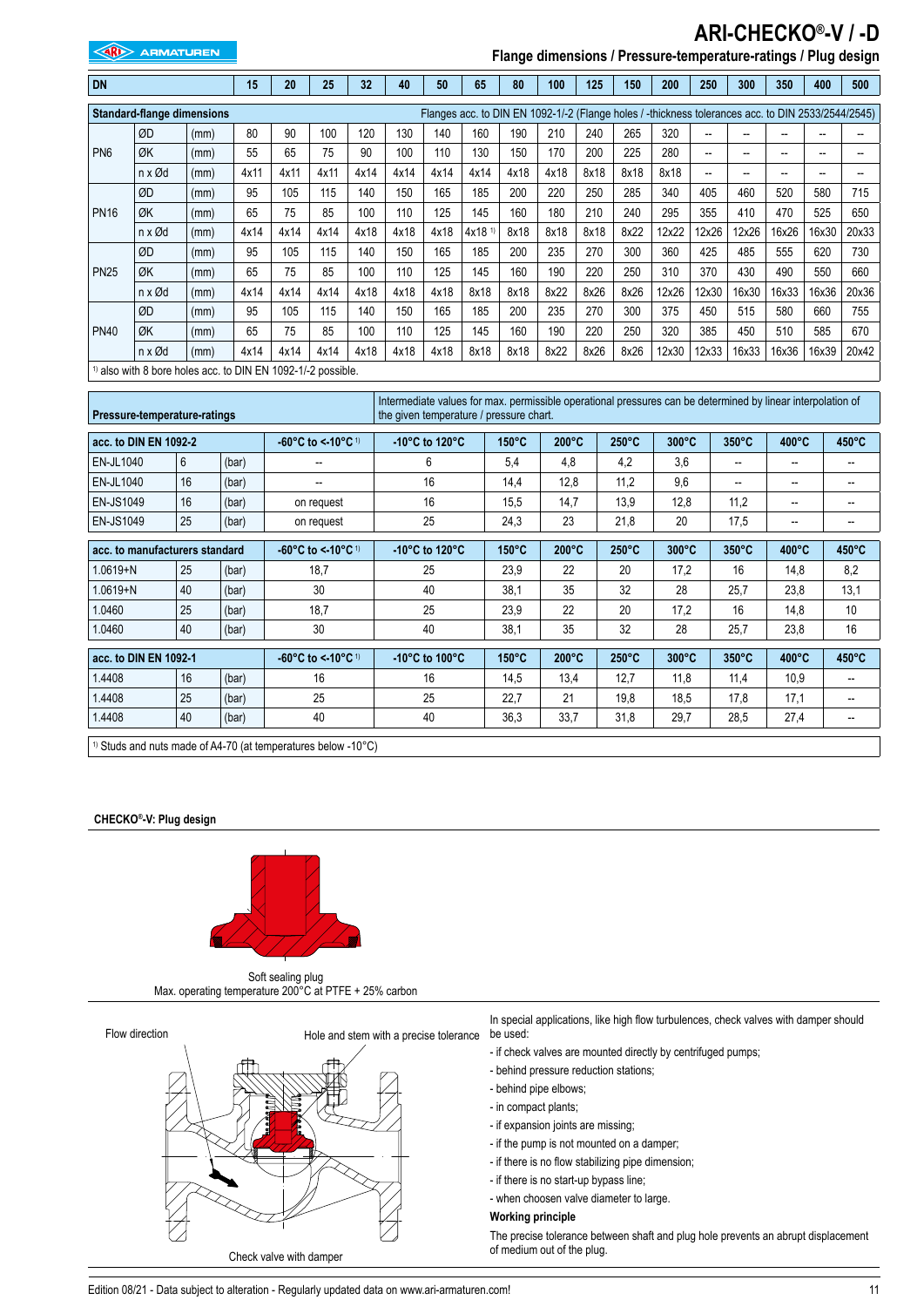# ARI-CHECKO®-V / -D

**Flange dimensions / Pressure-temperature-ratings / Plug design**

| DN | | | 15 | 20 | 25 | 32 | 40 | 50 | 65 | 80 | 100 | 125 | 150 | 200 | 250 | 300 | 350 | 400 | 500 |
|---|---|---|---|---|---|---|---|---|---|---|---|---|---|---|---|---|---|---|---|
| **Standard-flange dimensions** | | | Flanges acc. to DIN EN 1092-1/-2 (Flange holes / -thickness tolerances acc. to DIN 2533/2544/2545) | | | | | | | | | | | | | | | | |
| PN6 | ØD | (mm) | 80 | 90 | 100 | 120 | 130 | 140 | 160 | 190 | 210 | 240 | 265 | 320 | -- | -- | -- | -- | -- |
| | ØK | (mm) | 55 | 65 | 75 | 90 | 100 | 110 | 130 | 150 | 170 | 200 | 225 | 280 | -- | -- | -- | -- | -- |
| | n x Ød | (mm) | 4x11 | 4x11 | 4x11 | 4x14 | 4x14 | 4x14 | 4x14 | 4x18 | 4x18 | 8x18 | 8x18 | 8x18 | -- | -- | -- | -- | -- |
| PN16 | ØD | (mm) | 95 | 105 | 115 | 140 | 150 | 165 | 185 | 200 | 220 | 250 | 285 | 340 | 405 | 460 | 520 | 580 | 715 |
| | ØK | (mm) | 65 | 75 | 85 | 100 | 110 | 125 | 145 | 160 | 180 | 210 | 240 | 295 | 355 | 410 | 470 | 525 | 650 |
| | n x Ød | (mm) | 4x14 | 4x14 | 4x14 | 4x18 | 4x18 | 4x18 | 4x18 [1] | 8x18 | 8x18 | 8x18 | 8x22 | 12x22 | 12x26 | 12x26 | 16x26 | 16x30 | 20x33 |
| PN25 | ØD | (mm) | 95 | 105 | 115 | 140 | 150 | 165 | 185 | 200 | 235 | 270 | 300 | 360 | 425 | 485 | 555 | 620 | 730 |
| | ØK | (mm) | 65 | 75 | 85 | 100 | 110 | 125 | 145 | 160 | 190 | 220 | 250 | 310 | 370 | 430 | 490 | 550 | 660 |
| | n x Ød | (mm) | 4x14 | 4x14 | 4x14 | 4x18 | 4x18 | 4x18 | 8x18 | 8x18 | 8x22 | 8x26 | 8x26 | 12x26 | 12x30 | 16x30 | 16x33 | 16x36 | 20x36 |
| PN40 | ØD | (mm) | 95 | 105 | 115 | 140 | 150 | 165 | 185 | 200 | 235 | 270 | 300 | 375 | 450 | 515 | 580 | 660 | 755 |
| | ØK | (mm) | 65 | 75 | 85 | 100 | 110 | 125 | 145 | 160 | 190 | 220 | 250 | 320 | 385 | 450 | 510 | 585 | 670 |
| | n x Ød | (mm) | 4x14 | 4x14 | 4x14 | 4x18 | 4x18 | 4x18 | 8x18 | 8x18 | 8x22 | 8x26 | 8x26 | 12x30 | 12x33 | 16x33 | 16x36 | 16x39 | 20x42 |

[1] also with 8 bore holes acc. to DIN EN 1092-1/-2 possible.

**Pressure-temperature-ratings**

Intermediate values for max. permissible operational pressures can be determined by linear interpolation of the given temperature / pressure chart.

| acc. to DIN EN 1092-2 | | | -60°C to <-10°C [1] | -10°C to 120°C | 150°C | 200°C | 250°C | 300°C | 350°C | 400°C | 450°C |
|---|---|---|---|---|---|---|---|---|---|---|---|
| EN-JL1040 | 6 | (bar) | -- | 6 | 5,4 | 4,8 | 4,2 | 3,6 | -- | -- | -- |
| EN-JL1040 | 16 | (bar) | -- | 16 | 14,4 | 12,8 | 11,2 | 9,6 | -- | -- | -- |
| EN-JS1049 | 16 | (bar) | on request | 16 | 15,5 | 14,7 | 13,9 | 12,8 | 11,2 | -- | -- |
| EN-JS1049 | 25 | (bar) | on request | 25 | 24,3 | 23 | 21,8 | 20 | 17,5 | -- | -- |
| **acc. to manufacturers standard** | | | **-60°C to <-10°C [1]** | **-10°C to 120°C** | **150°C** | **200°C** | **250°C** | **300°C** | **350°C** | **400°C** | **450°C** |
| 1.0619+N | 25 | (bar) | 18,7 | 25 | 23,9 | 22 | 20 | 17,2 | 16 | 14,8 | 8,2 |
| 1.0619+N | 40 | (bar) | 30 | 40 | 38,1 | 35 | 32 | 28 | 25,7 | 23,8 | 13,1 |
| 1.0460 | 25 | (bar) | 18,7 | 25 | 23,9 | 22 | 20 | 17,2 | 16 | 14,8 | 10 |
| 1.0460 | 40 | (bar) | 30 | 40 | 38,1 | 35 | 32 | 28 | 25,7 | 23,8 | 16 |
| **acc. to DIN EN 1092-1** | | | **-60°C to <-10°C [1]** | **-10°C to 100°C** | **150°C** | **200°C** | **250°C** | **300°C** | **350°C** | **400°C** | **450°C** |
| 1.4408 | 16 | (bar) | 16 | 16 | 14,5 | 13,4 | 12,7 | 11,8 | 11,4 | 10,9 | -- |
| 1.4408 | 25 | (bar) | 25 | 25 | 22,7 | 21 | 19,8 | 18,5 | 17,8 | 17,1 | -- |
| 1.4408 | 40 | (bar) | 40 | 40 | 36,3 | 33,7 | 31,8 | 29,7 | 28,5 | 27,4 | -- |

[1] Studs and nuts made of A4-70 (at temperatures below -10°C)

**CHECKO®-V: Plug design**

Soft sealing plug
Max. operating temperature 200°C at PTFE + 25% carbon

Flow direction

Hole and stem with a precise tolerance

Check valve with damper

In special applications, like high flow turbulences, check valves with damper should be used:

- if check valves are mounted directly by centrifuged pumps;
- behind pressure reduction stations;
- behind pipe elbows;
- in compact plants;
- if expansion joints are missing;
- if the pump is not mounted on a damper;
- if there is no flow stabilizing pipe dimension;
- if there is no start-up bypass line;
- when choosen valve diameter to large.

**Working principle**

The precise tolerance between shaft and plug hole prevents an abrupt displacement of medium out of the plug.

Edition 08/21 - Data subject to alteration - Regularly updated data on www.ari-armaturen.com!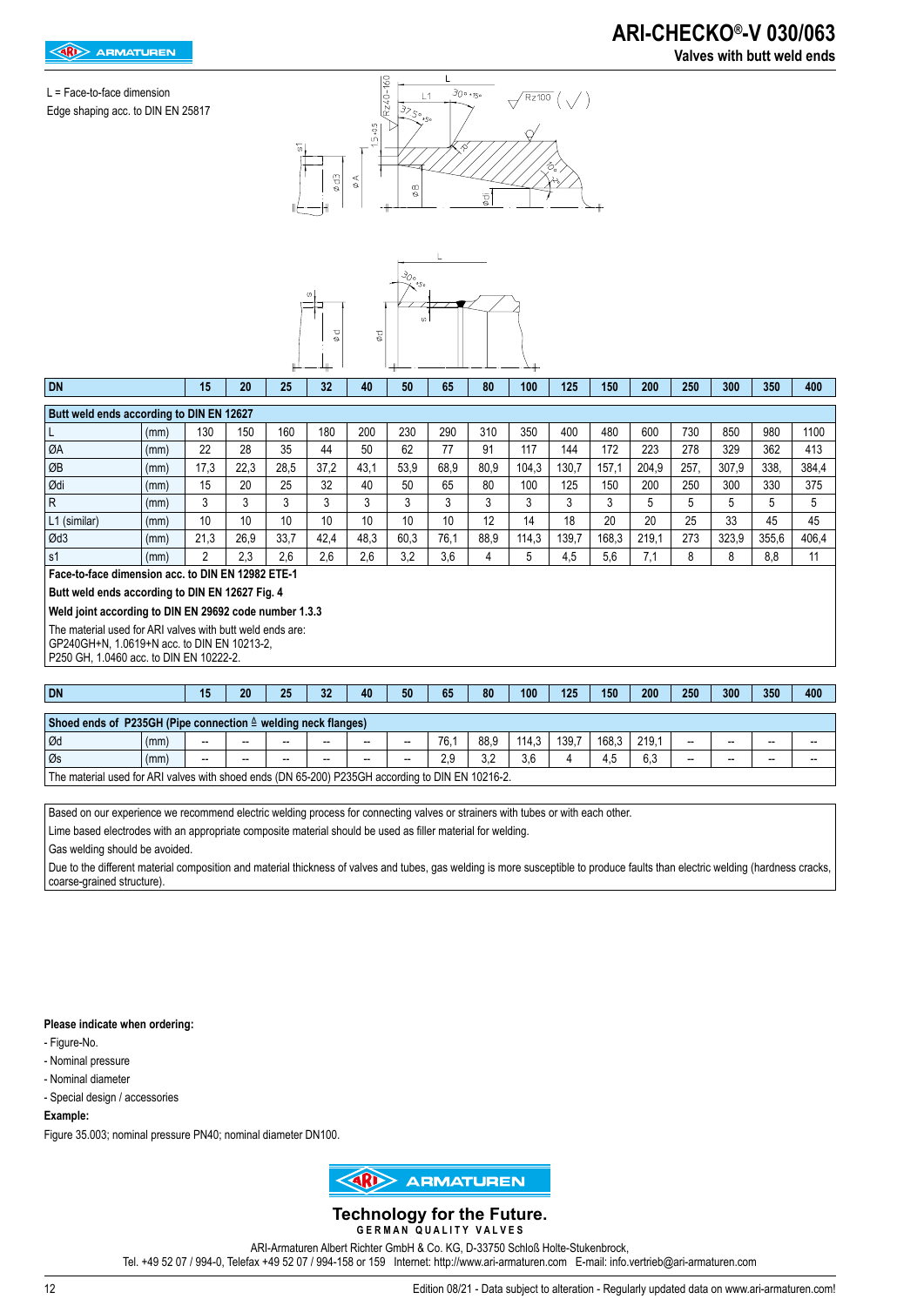# ARI-CHECKO®-V 030/063

## Valves with butt weld ends

L = Face-to-face dimension

Edge shaping acc. to DIN EN 25817

L
L1
30° +15°
37,5° +5°
Rz40-160
15-45
Rz100
R
10°
s1
Ød3
ØA
ØB
Ødi

L
30° +5°
s
Ød
Ød

| DN | | 15 | 20 | 25 | 32 | 40 | 50 | 65 | 80 | 100 | 125 | 150 | 200 | 250 | 300 | 350 | 400 |
|---|---|---|---|---|---|---|---|---|---|---|---|---|---|---|---|---|---|
| **Butt weld ends according to DIN EN 12627** | | | | | | | | | | | | | | | | | |
| L | (mm) | 130 | 150 | 160 | 180 | 200 | 230 | 290 | 310 | 350 | 400 | 480 | 600 | 730 | 850 | 980 | 1100 |
| ØA | (mm) | 22 | 28 | 35 | 44 | 50 | 62 | 77 | 91 | 117 | 144 | 172 | 223 | 278 | 329 | 362 | 413 |
| ØB | (mm) | 17,3 | 22,3 | 28,5 | 37,2 | 43,1 | 53,9 | 68,9 | 80,9 | 104,3 | 130,7 | 157,1 | 204,9 | 257, | 307,9 | 338, | 384,4 |
| Ødi | (mm) | 15 | 20 | 25 | 32 | 40 | 50 | 65 | 80 | 100 | 125 | 150 | 200 | 250 | 300 | 330 | 375 |
| R | (mm) | 3 | 3 | 3 | 3 | 3 | 3 | 3 | 3 | 3 | 3 | 3 | 5 | 5 | 5 | 5 | 5 |
| L1 (similar) | (mm) | 10 | 10 | 10 | 10 | 10 | 10 | 10 | 12 | 14 | 18 | 20 | 20 | 25 | 33 | 45 | 45 |
| Ød3 | (mm) | 21,3 | 26,9 | 33,7 | 42,4 | 48,3 | 60,3 | 76,1 | 88,9 | 114,3 | 139,7 | 168,3 | 219,1 | 273 | 323,9 | 355,6 | 406,4 |
| s1 | (mm) | 2 | 2,3 | 2,6 | 2,6 | 2,6 | 3,2 | 3,6 | 4 | 5 | 4,5 | 5,6 | 7,1 | 8 | 8 | 8,8 | 11 |

**Face-to-face dimension acc. to DIN EN 12982 ETE-1**

**Butt weld ends according to DIN EN 12627 Fig. 4**

**Weld joint according to DIN EN 29692 code number 1.3.3**

The material used for ARI valves with butt weld ends are:
GP240GH+N, 1.0619+N acc. to DIN EN 10213-2,
P250 GH, 1.0460 acc. to DIN EN 10222-2.

| DN | | 15 | 20 | 25 | 32 | 40 | 50 | 65 | 80 | 100 | 125 | 150 | 200 | 250 | 300 | 350 | 400 |
|---|---|---|---|---|---|---|---|---|---|---|---|---|---|---|---|---|---|
| **Shoed ends of P235GH (Pipe connection ≙ welding neck flanges)** | | | | | | | | | | | | | | | | | |
| Ød | (mm) | -- | -- | -- | -- | -- | -- | 76,1 | 88,9 | 114,3 | 139,7 | 168,3 | 219,1 | -- | -- | -- | -- |
| Øs | (mm) | -- | -- | -- | -- | -- | -- | 2,9 | 3,2 | 3,6 | 4 | 4,5 | 6,3 | -- | -- | -- | -- |

The material used for ARI valves with shoed ends (DN 65-200) P235GH according to DIN EN 10216-2.

Based on our experience we recommend electric welding process for connecting valves or strainers with tubes or with each other.

Lime based electrodes with an appropriate composite material should be used as filler material for welding.

Gas welding should be avoided.

Due to the different material composition and material thickness of valves and tubes, gas welding is more susceptible to produce faults than electric welding (hardness cracks, coarse-grained structure).

**Please indicate when ordering:**

- Figure-No.
- Nominal pressure
- Nominal diameter
- Special design / accessories

**Example:**

Figure 35.003; nominal pressure PN40; nominal diameter DN100.

ARI ARMATUREN

**Technology for the Future.**
GERMAN QUALITY VALVES

ARI-Armaturen Albert Richter GmbH & Co. KG, D-33750 Schloß Holte-Stukenbrock,
Tel. +49 52 07 / 994-0, Telefax +49 52 07 / 994-158 or 159 Internet: http://www.ari-armaturen.com E-mail: info.vertrieb@ari-armaturen.com

Edition 08/21 - Data subject to alteration - Regularly updated data on www.ari-armaturen.com!